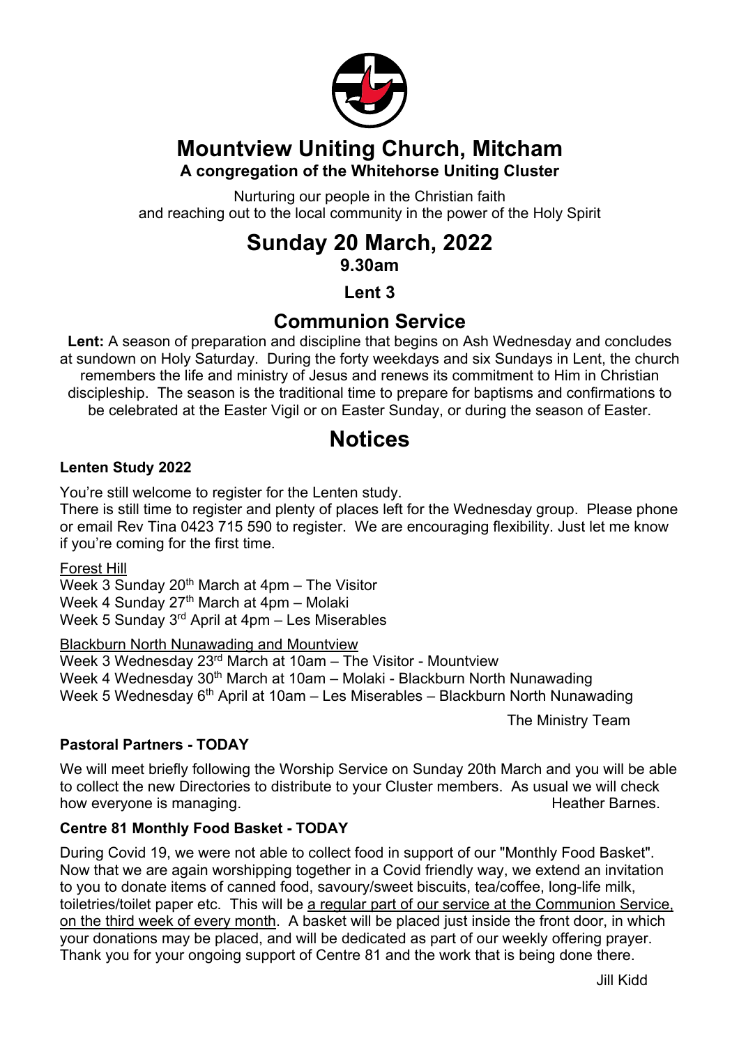# Mountview Uniting Church, Mitcham

**A congregation of the Whitehorse Uniting Cluster**

Nurturing our people in the Christian faith
and reaching out to the local community in the power of the Holy Spirit

## Sunday 20 March, 2022

**9.30am**

**Lent 3**

## Communion Service

**Lent:** A season of preparation and discipline that begins on Ash Wednesday and concludes at sundown on Holy Saturday. During the forty weekdays and six Sundays in Lent, the church remembers the life and ministry of Jesus and renews its commitment to Him in Christian discipleship. The season is the traditional time to prepare for baptisms and confirmations to be celebrated at the Easter Vigil or on Easter Sunday, or during the season of Easter.

# Notices

### Lenten Study 2022

You're still welcome to register for the Lenten study.
There is still time to register and plenty of places left for the Wednesday group. Please phone or email Rev Tina 0423 715 590 to register. We are encouraging flexibility. Just let me know if you're coming for the first time.

<u>Forest Hill</u>
Week 3 Sunday 20th March at 4pm – The Visitor
Week 4 Sunday 27th March at 4pm – Molaki
Week 5 Sunday 3rd April at 4pm – Les Miserables

<u>Blackburn North Nunawading and Mountview</u>
Week 3 Wednesday 23rd March at 10am – The Visitor - Mountview
Week 4 Wednesday 30th March at 10am – Molaki - Blackburn North Nunawading
Week 5 Wednesday 6th April at 10am – Les Miserables – Blackburn North Nunawading

The Ministry Team

### Pastoral Partners - TODAY

We will meet briefly following the Worship Service on Sunday 20th March and you will be able to collect the new Directories to distribute to your Cluster members. As usual we will check how everyone is managing. Heather Barnes.

### Centre 81 Monthly Food Basket - TODAY

During Covid 19, we were not able to collect food in support of our "Monthly Food Basket". Now that we are again worshipping together in a Covid friendly way, we extend an invitation to you to donate items of canned food, savoury/sweet biscuits, tea/coffee, long-life milk, toiletries/toilet paper etc. This will be <u>a regular part of our service at the Communion Service, on the third week of every month</u>. A basket will be placed just inside the front door, in which your donations may be placed, and will be dedicated as part of our weekly offering prayer. Thank you for your ongoing support of Centre 81 and the work that is being done there.

Jill Kidd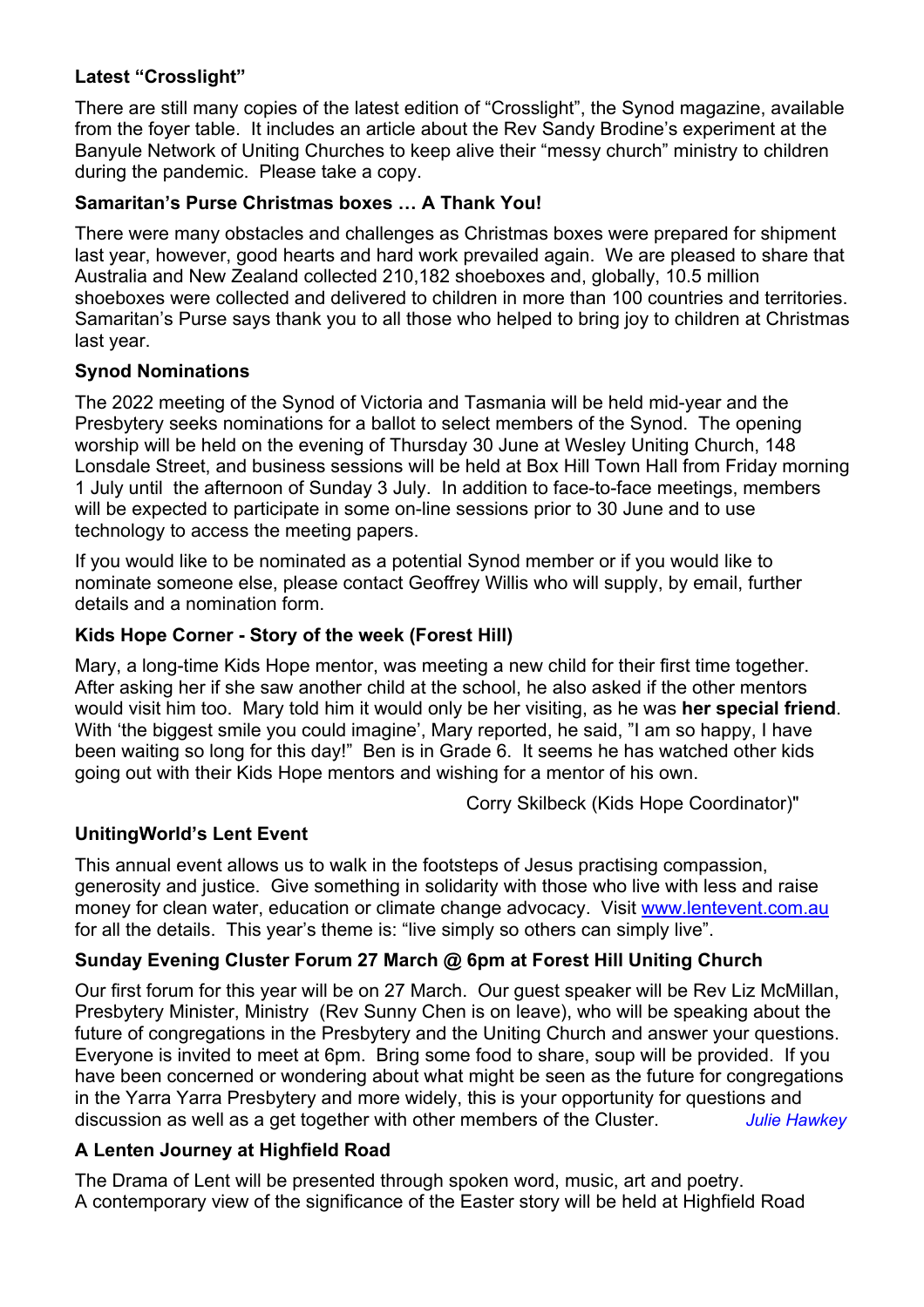**Latest "Crosslight"**

There are still many copies of the latest edition of "Crosslight", the Synod magazine, available from the foyer table. It includes an article about the Rev Sandy Brodine's experiment at the Banyule Network of Uniting Churches to keep alive their "messy church" ministry to children during the pandemic. Please take a copy.

**Samaritan's Purse Christmas boxes … A Thank You!**

There were many obstacles and challenges as Christmas boxes were prepared for shipment last year, however, good hearts and hard work prevailed again. We are pleased to share that Australia and New Zealand collected 210,182 shoeboxes and, globally, 10.5 million shoeboxes were collected and delivered to children in more than 100 countries and territories. Samaritan's Purse says thank you to all those who helped to bring joy to children at Christmas last year.

**Synod Nominations**

The 2022 meeting of the Synod of Victoria and Tasmania will be held mid-year and the Presbytery seeks nominations for a ballot to select members of the Synod. The opening worship will be held on the evening of Thursday 30 June at Wesley Uniting Church, 148 Lonsdale Street, and business sessions will be held at Box Hill Town Hall from Friday morning 1 July until the afternoon of Sunday 3 July. In addition to face-to-face meetings, members will be expected to participate in some on-line sessions prior to 30 June and to use technology to access the meeting papers.

If you would like to be nominated as a potential Synod member or if you would like to nominate someone else, please contact Geoffrey Willis who will supply, by email, further details and a nomination form.

**Kids Hope Corner - Story of the week (Forest Hill)**

Mary, a long-time Kids Hope mentor, was meeting a new child for their first time together. After asking her if she saw another child at the school, he also asked if the other mentors would visit him too. Mary told him it would only be her visiting, as he was **her special friend**. With 'the biggest smile you could imagine', Mary reported, he said, "I am so happy, I have been waiting so long for this day!" Ben is in Grade 6. It seems he has watched other kids going out with their Kids Hope mentors and wishing for a mentor of his own.

Corry Skilbeck (Kids Hope Coordinator)"

**UnitingWorld's Lent Event**

This annual event allows us to walk in the footsteps of Jesus practising compassion, generosity and justice. Give something in solidarity with those who live with less and raise money for clean water, education or climate change advocacy. Visit www.lentevent.com.au for all the details. This year's theme is: "live simply so others can simply live".

**Sunday Evening Cluster Forum 27 March @ 6pm at Forest Hill Uniting Church**

Our first forum for this year will be on 27 March. Our guest speaker will be Rev Liz McMillan, Presbytery Minister, Ministry (Rev Sunny Chen is on leave), who will be speaking about the future of congregations in the Presbytery and the Uniting Church and answer your questions. Everyone is invited to meet at 6pm. Bring some food to share, soup will be provided. If you have been concerned or wondering about what might be seen as the future for congregations in the Yarra Yarra Presbytery and more widely, this is your opportunity for questions and discussion as well as a get together with other members of the Cluster. *Julie Hawkey*

**A Lenten Journey at Highfield Road**

The Drama of Lent will be presented through spoken word, music, art and poetry.
A contemporary view of the significance of the Easter story will be held at Highfield Road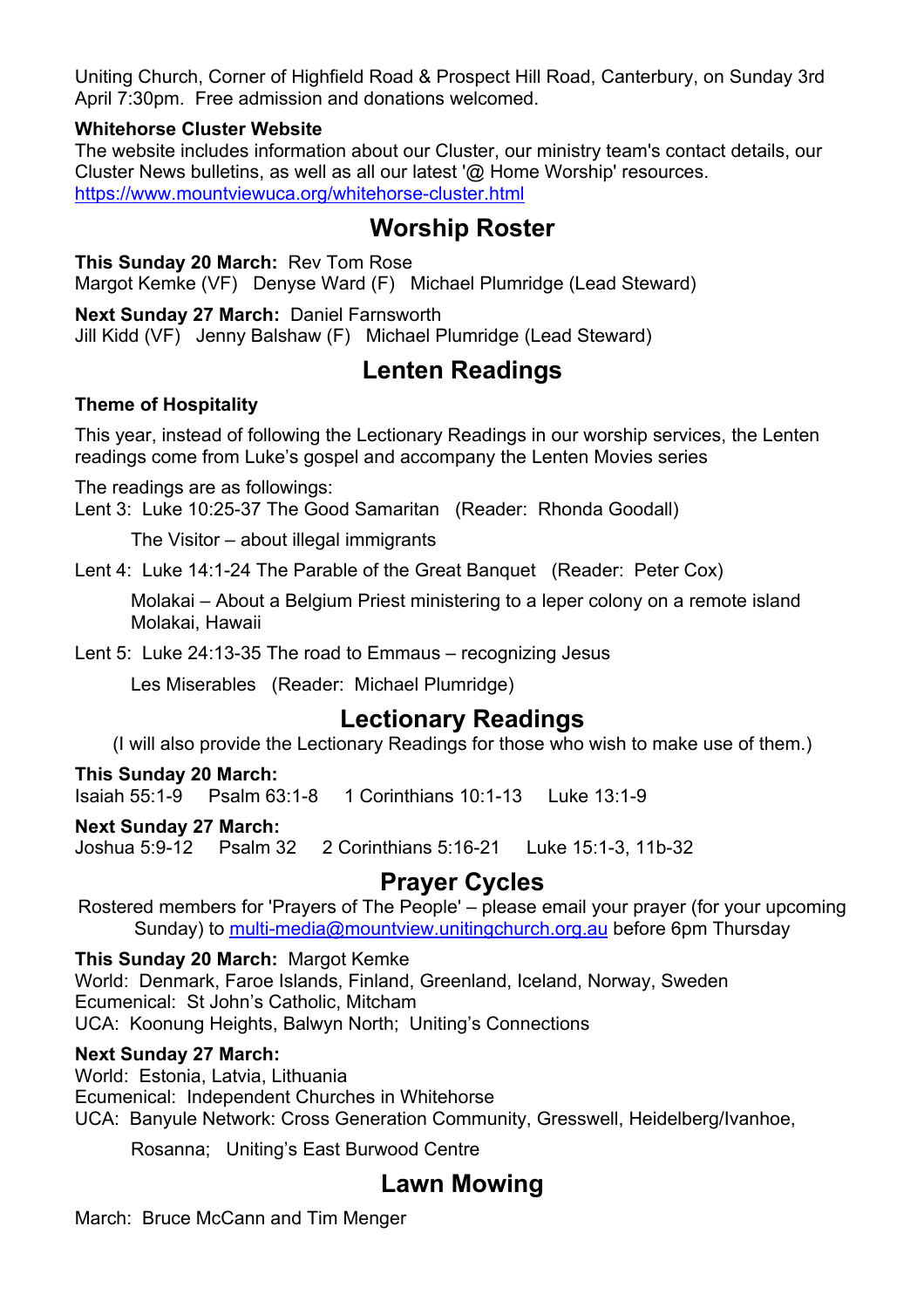Uniting Church, Corner of Highfield Road & Prospect Hill Road, Canterbury, on Sunday 3rd April 7:30pm. Free admission and donations welcomed.

**Whitehorse Cluster Website**

The website includes information about our Cluster, our ministry team's contact details, our Cluster News bulletins, as well as all our latest '@ Home Worship' resources.
https://www.mountviewuca.org/whitehorse-cluster.html

## Worship Roster

**This Sunday 20 March:** Rev Tom Rose
Margot Kemke (VF) Denyse Ward (F) Michael Plumridge (Lead Steward)

**Next Sunday 27 March:** Daniel Farnsworth
Jill Kidd (VF) Jenny Balshaw (F) Michael Plumridge (Lead Steward)

## Lenten Readings

**Theme of Hospitality**

This year, instead of following the Lectionary Readings in our worship services, the Lenten readings come from Luke's gospel and accompany the Lenten Movies series

The readings are as followings:

Lent 3: Luke 10:25-37 The Good Samaritan (Reader: Rhonda Goodall)

The Visitor – about illegal immigrants

Lent 4: Luke 14:1-24 The Parable of the Great Banquet (Reader: Peter Cox)

Molakai – About a Belgium Priest ministering to a leper colony on a remote island Molakai, Hawaii

Lent 5: Luke 24:13-35 The road to Emmaus – recognizing Jesus

Les Miserables (Reader: Michael Plumridge)

## Lectionary Readings

(I will also provide the Lectionary Readings for those who wish to make use of them.)

**This Sunday 20 March:**
Isaiah 55:1-9 Psalm 63:1-8 1 Corinthians 10:1-13 Luke 13:1-9

**Next Sunday 27 March:**
Joshua 5:9-12 Psalm 32 2 Corinthians 5:16-21 Luke 15:1-3, 11b-32

## Prayer Cycles

Rostered members for 'Prayers of The People' – please email your prayer (for your upcoming Sunday) to multi-media@mountview.unitingchurch.org.au before 6pm Thursday

**This Sunday 20 March:** Margot Kemke
World: Denmark, Faroe Islands, Finland, Greenland, Iceland, Norway, Sweden
Ecumenical: St John's Catholic, Mitcham
UCA: Koonung Heights, Balwyn North; Uniting's Connections

**Next Sunday 27 March:**
World: Estonia, Latvia, Lithuania
Ecumenical: Independent Churches in Whitehorse
UCA: Banyule Network: Cross Generation Community, Gresswell, Heidelberg/Ivanhoe, Rosanna; Uniting's East Burwood Centre

## Lawn Mowing

March: Bruce McCann and Tim Menger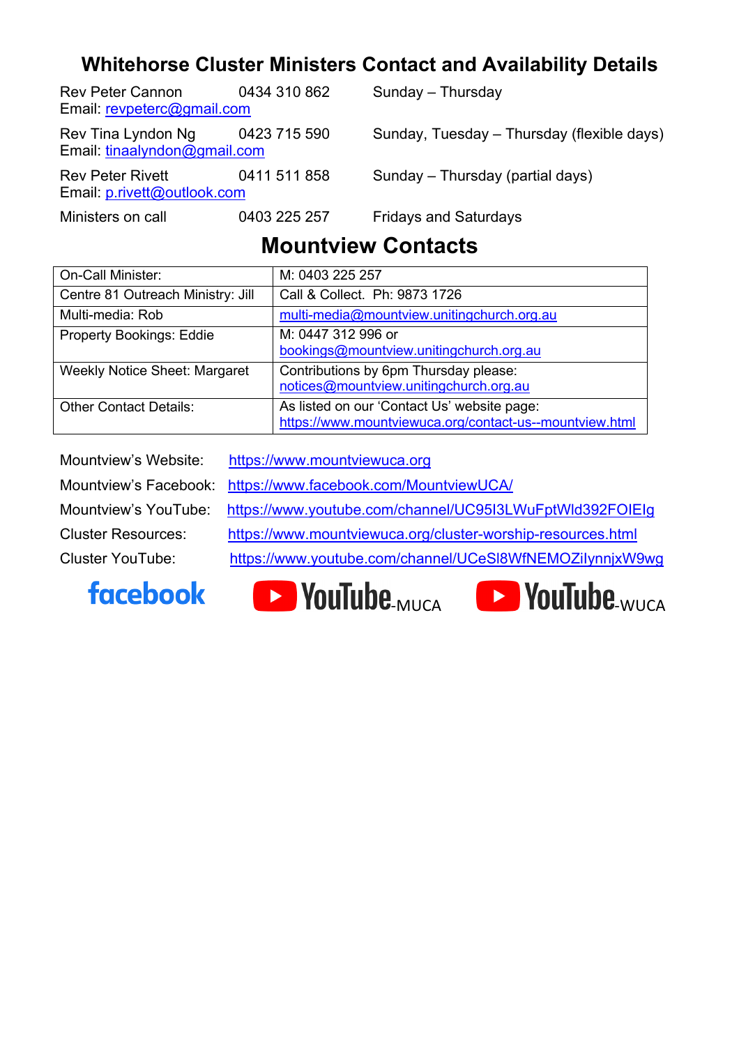## Whitehorse Cluster Ministers Contact and Availability Details

Rev Peter Cannon    0434 310 862    Sunday – Thursday
Email: revpeterc@gmail.com

Rev Tina Lyndon Ng    0423 715 590    Sunday, Tuesday – Thursday (flexible days)
Email: tinaalyndon@gmail.com

Rev Peter Rivett    0411 511 858    Sunday – Thursday (partial days)
Email: p.rivett@outlook.com

Ministers on call    0403 225 257    Fridays and Saturdays

## Mountview Contacts

| | |
|---|---|
| On-Call Minister: | M: 0403 225 257 |
| Centre 81 Outreach Ministry: Jill | Call & Collect. Ph: 9873 1726 |
| Multi-media: Rob | multi-media@mountview.unitingchurch.org.au |
| Property Bookings: Eddie | M: 0447 312 996 or bookings@mountview.unitingchurch.org.au |
| Weekly Notice Sheet: Margaret | Contributions by 6pm Thursday please: notices@mountview.unitingchurch.org.au |
| Other Contact Details: | As listed on our 'Contact Us' website page: https://www.mountviewuca.org/contact-us--mountview.html |

Mountview's Website: https://www.mountviewuca.org

Mountview's Facebook: https://www.facebook.com/MountviewUCA/

Mountview's YouTube: https://www.youtube.com/channel/UC95I3LWuFptWld392FOIEIg

Cluster Resources: https://www.mountviewuca.org/cluster-worship-resources.html

Cluster YouTube: https://www.youtube.com/channel/UCeSl8WfNEMOZiIynnjxW9wg

facebook    YouTube-MUCA    YouTube-WUCA